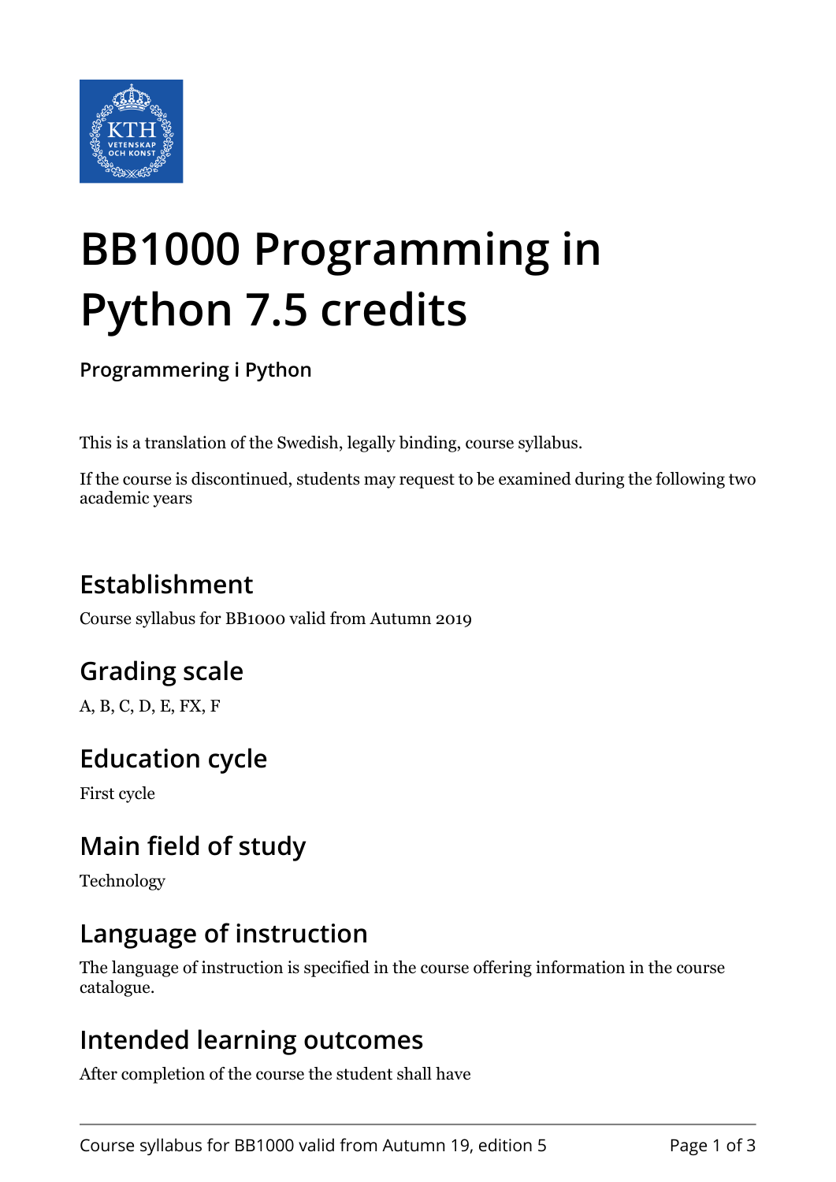# BB1000 Programming in Python 7.5 credits

**Programmering i Python**

This is a translation of the Swedish, legally binding, course syllabus.

If the course is discontinued, students may request to be examined during the following two academic years

## Establishment

Course syllabus for BB1000 valid from Autumn 2019

## Grading scale

A, B, C, D, E, FX, F

## Education cycle

First cycle

## Main field of study

Technology

## Language of instruction

The language of instruction is specified in the course offering information in the course catalogue.

## Intended learning outcomes

After completion of the course the student shall have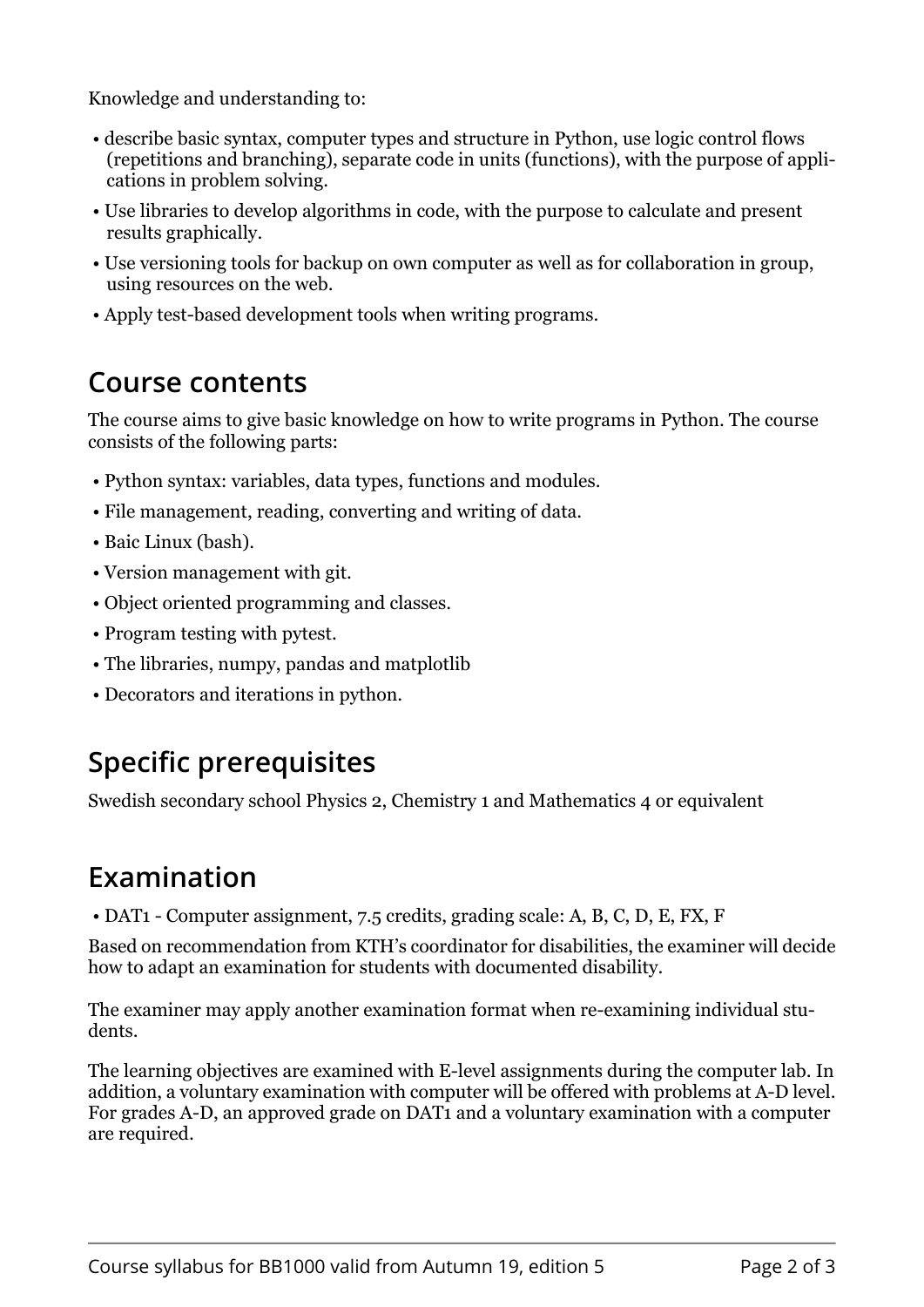Knowledge and understanding to:

- describe basic syntax, computer types and structure in Python, use logic control flows (repetitions and branching), separate code in units (functions), with the purpose of applications in problem solving.
- Use libraries to develop algorithms in code, with the purpose to calculate and present results graphically.
- Use versioning tools for backup on own computer as well as for collaboration in group, using resources on the web.
- Apply test-based development tools when writing programs.

## Course contents

The course aims to give basic knowledge on how to write programs in Python. The course consists of the following parts:

- Python syntax: variables, data types, functions and modules.
- File management, reading, converting and writing of data.
- Baic Linux (bash).
- Version management with git.
- Object oriented programming and classes.
- Program testing with pytest.
- The libraries, numpy, pandas and matplotlib
- Decorators and iterations in python.

## Specific prerequisites

Swedish secondary school Physics 2, Chemistry 1 and Mathematics 4 or equivalent

## Examination

- DAT1 - Computer assignment, 7.5 credits, grading scale: A, B, C, D, E, FX, F

Based on recommendation from KTH's coordinator for disabilities, the examiner will decide how to adapt an examination for students with documented disability.

The examiner may apply another examination format when re-examining individual students.

The learning objectives are examined with E-level assignments during the computer lab. In addition, a voluntary examination with computer will be offered with problems at A-D level. For grades A-D, an approved grade on DAT1 and a voluntary examination with a computer are required.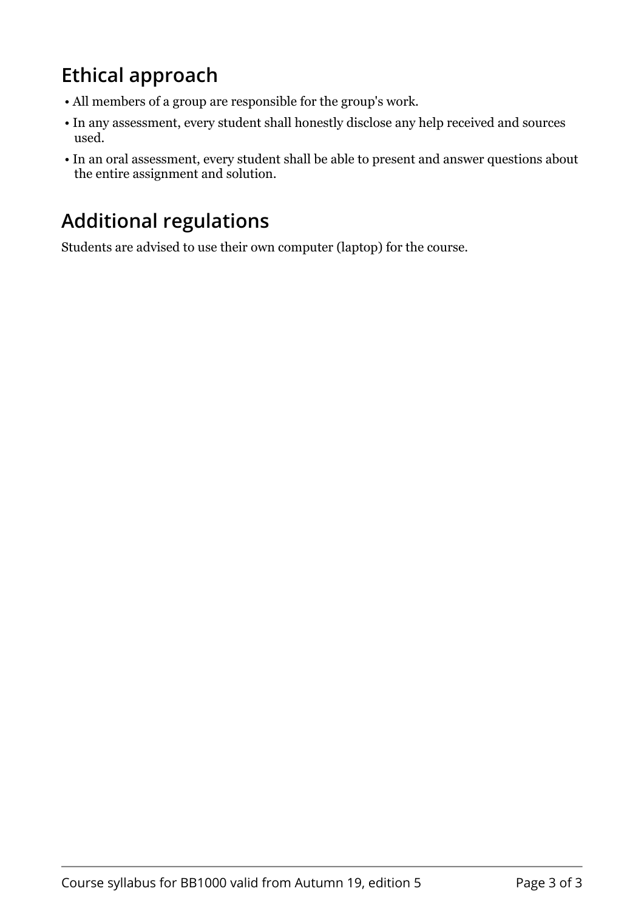## Ethical approach

- All members of a group are responsible for the group's work.
- In any assessment, every student shall honestly disclose any help received and sources used.
- In an oral assessment, every student shall be able to present and answer questions about the entire assignment and solution.

## Additional regulations

Students are advised to use their own computer (laptop) for the course.